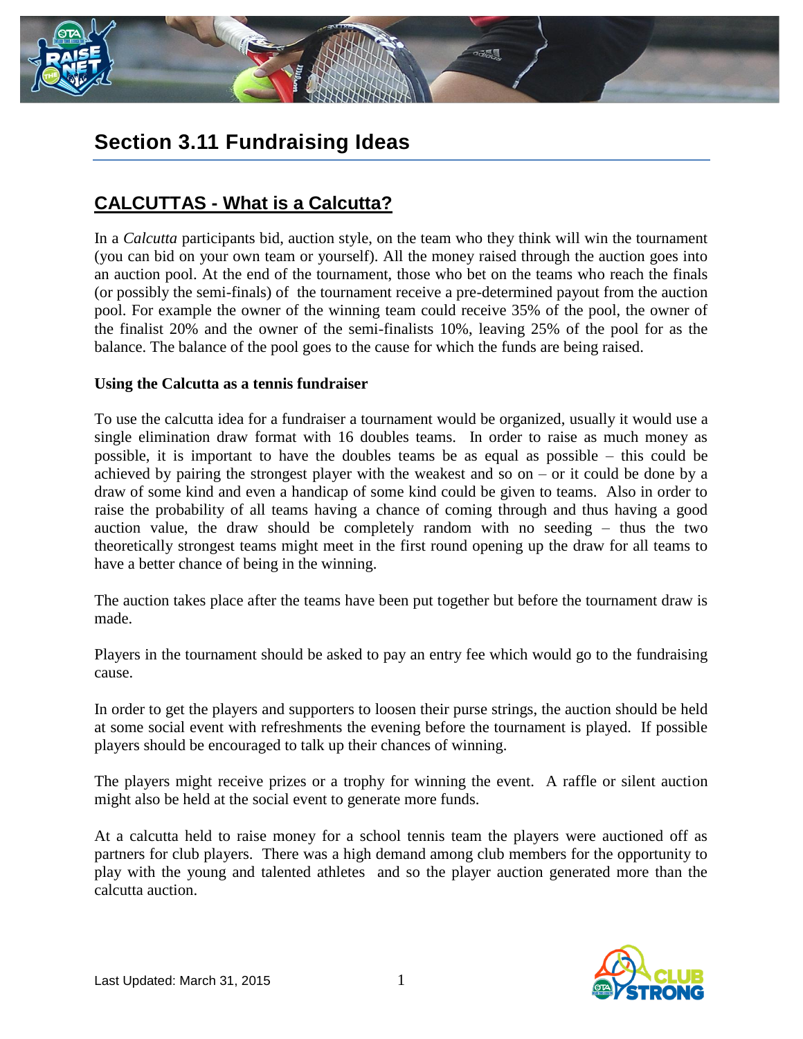# Section 3.11 Fundraising Ideas

## CALCUTTAS - What is a Calcutta?

In a *Calcutta* participants bid, auction style, on the team who they think will win the tournament (you can bid on your own team or yourself). All the money raised through the auction goes into an auction pool. At the end of the tournament, those who bet on the teams who reach the finals (or possibly the semi-finals) of the tournament receive a pre-determined payout from the auction pool. For example the owner of the winning team could receive 35% of the pool, the owner of the finalist 20% and the owner of the semi-finalists 10%, leaving 25% of the pool for as the balance. The balance of the pool goes to the cause for which the funds are being raised.

**Using the Calcutta as a tennis fundraiser**

To use the calcutta idea for a fundraiser a tournament would be organized, usually it would use a single elimination draw format with 16 doubles teams. In order to raise as much money as possible, it is important to have the doubles teams be as equal as possible – this could be achieved by pairing the strongest player with the weakest and so on – or it could be done by a draw of some kind and even a handicap of some kind could be given to teams. Also in order to raise the probability of all teams having a chance of coming through and thus having a good auction value, the draw should be completely random with no seeding – thus the two theoretically strongest teams might meet in the first round opening up the draw for all teams to have a better chance of being in the winning.

The auction takes place after the teams have been put together but before the tournament draw is made.

Players in the tournament should be asked to pay an entry fee which would go to the fundraising cause.

In order to get the players and supporters to loosen their purse strings, the auction should be held at some social event with refreshments the evening before the tournament is played. If possible players should be encouraged to talk up their chances of winning.

The players might receive prizes or a trophy for winning the event. A raffle or silent auction might also be held at the social event to generate more funds.

At a calcutta held to raise money for a school tennis team the players were auctioned off as partners for club players. There was a high demand among club members for the opportunity to play with the young and talented athletes and so the player auction generated more than the calcutta auction.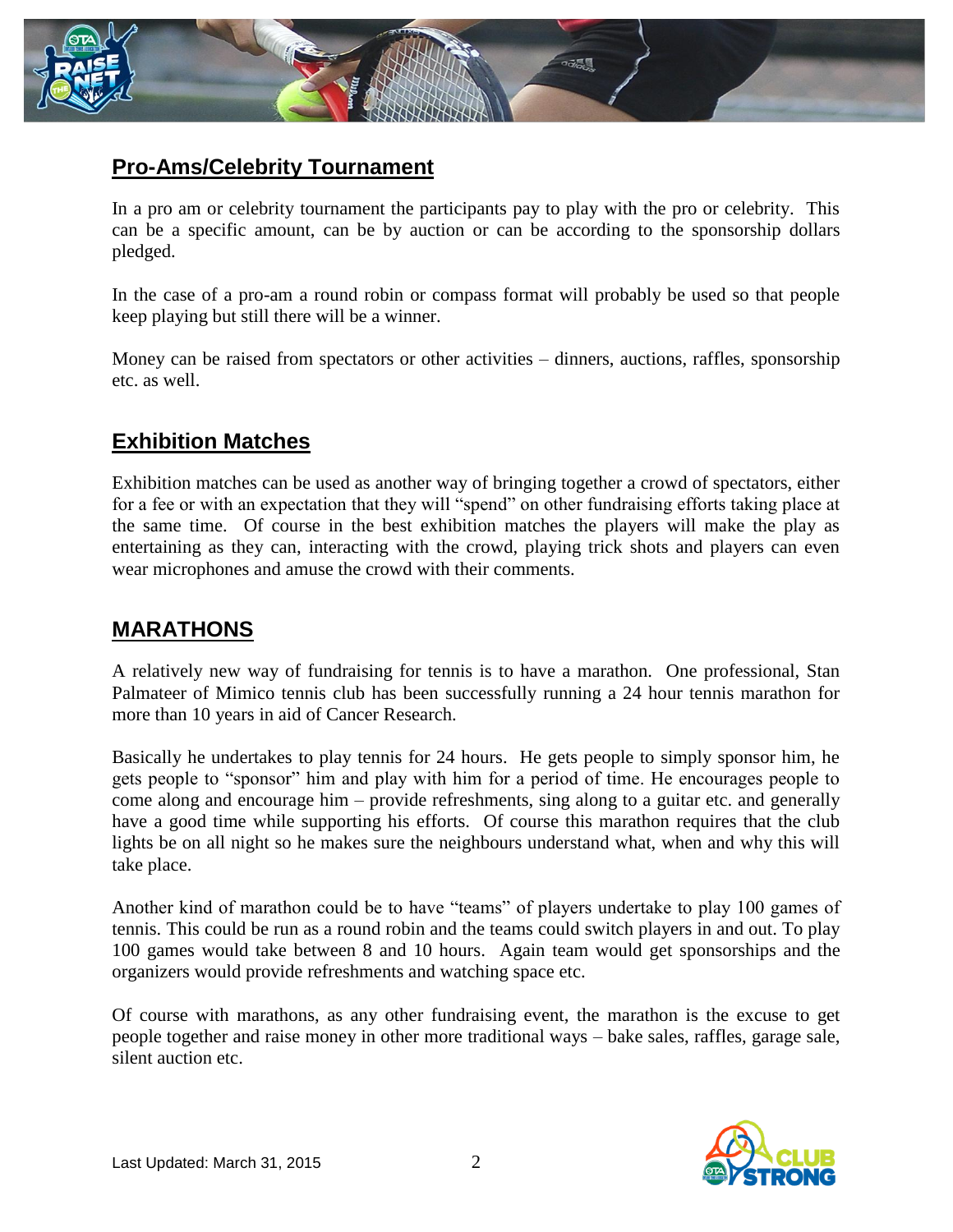## Pro-Ams/Celebrity Tournament

In a pro am or celebrity tournament the participants pay to play with the pro or celebrity. This can be a specific amount, can be by auction or can be according to the sponsorship dollars pledged.

In the case of a pro-am a round robin or compass format will probably be used so that people keep playing but still there will be a winner.

Money can be raised from spectators or other activities – dinners, auctions, raffles, sponsorship etc. as well.

## Exhibition Matches

Exhibition matches can be used as another way of bringing together a crowd of spectators, either for a fee or with an expectation that they will "spend" on other fundraising efforts taking place at the same time. Of course in the best exhibition matches the players will make the play as entertaining as they can, interacting with the crowd, playing trick shots and players can even wear microphones and amuse the crowd with their comments.

## MARATHONS

A relatively new way of fundraising for tennis is to have a marathon. One professional, Stan Palmateer of Mimico tennis club has been successfully running a 24 hour tennis marathon for more than 10 years in aid of Cancer Research.

Basically he undertakes to play tennis for 24 hours. He gets people to simply sponsor him, he gets people to "sponsor" him and play with him for a period of time. He encourages people to come along and encourage him – provide refreshments, sing along to a guitar etc. and generally have a good time while supporting his efforts. Of course this marathon requires that the club lights be on all night so he makes sure the neighbours understand what, when and why this will take place.

Another kind of marathon could be to have "teams" of players undertake to play 100 games of tennis. This could be run as a round robin and the teams could switch players in and out. To play 100 games would take between 8 and 10 hours. Again team would get sponsorships and the organizers would provide refreshments and watching space etc.

Of course with marathons, as any other fundraising event, the marathon is the excuse to get people together and raise money in other more traditional ways – bake sales, raffles, garage sale, silent auction etc.

Last Updated: March 31, 2015